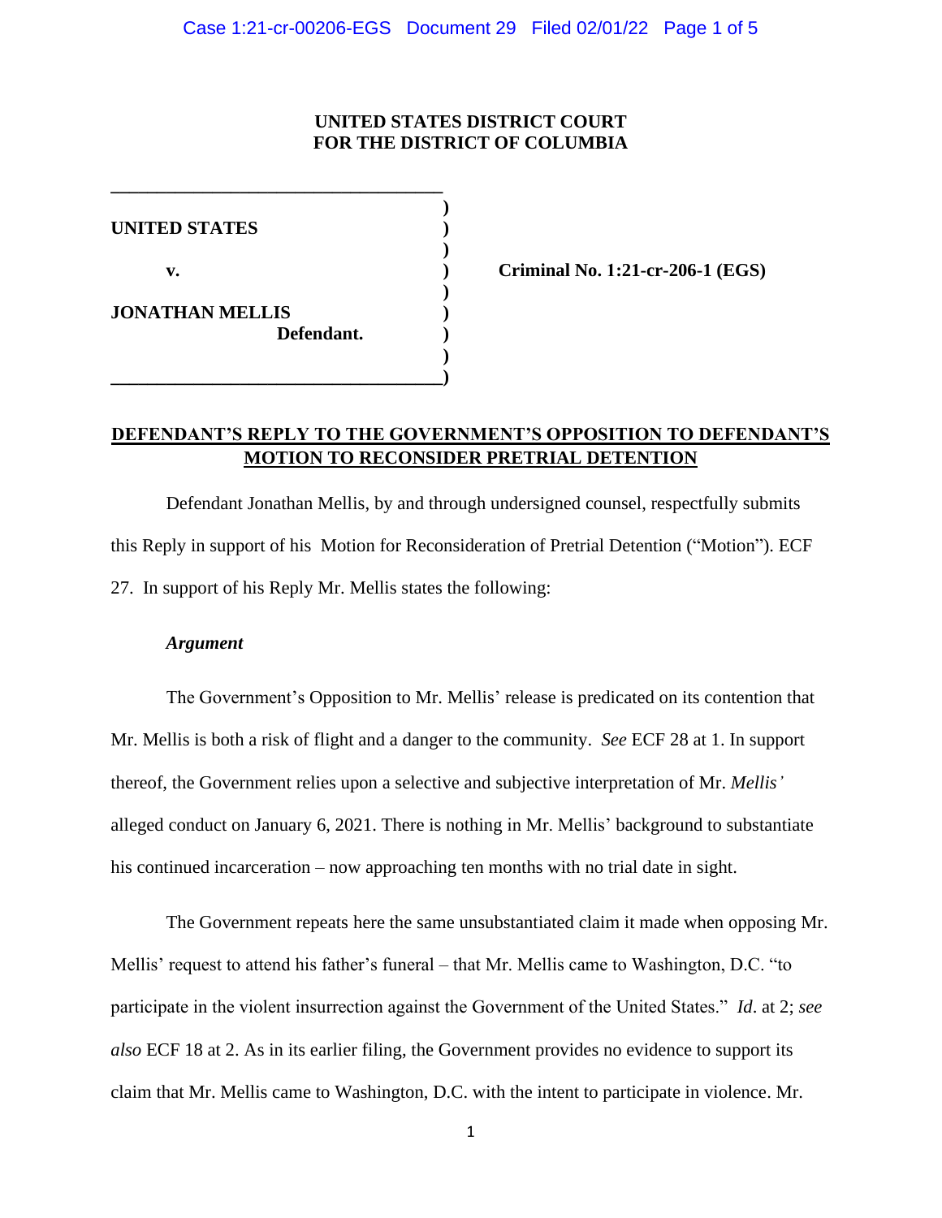**UNITED STATES DISTRICT COURT**
**FOR THE DISTRICT OF COLUMBIA**

| | | |
|---|---|---|
| **UNITED STATES** | ) | |
| **v.** | ) | **Criminal No. 1:21-cr-206-1 (EGS)** |
| **JONATHAN MELLIS** **Defendant.** | ) | |

**DEFENDANT'S REPLY TO THE GOVERNMENT'S OPPOSITION TO DEFENDANT'S MOTION TO RECONSIDER PRETRIAL DETENTION**

Defendant Jonathan Mellis, by and through undersigned counsel, respectfully submits this Reply in support of his Motion for Reconsideration of Pretrial Detention ("Motion"). ECF 27. In support of his Reply Mr. Mellis states the following:

***Argument***

The Government's Opposition to Mr. Mellis' release is predicated on its contention that Mr. Mellis is both a risk of flight and a danger to the community. *See* ECF 28 at 1. In support thereof, the Government relies upon a selective and subjective interpretation of Mr. *Mellis'* alleged conduct on January 6, 2021. There is nothing in Mr. Mellis' background to substantiate his continued incarceration – now approaching ten months with no trial date in sight.

The Government repeats here the same unsubstantiated claim it made when opposing Mr. Mellis' request to attend his father's funeral – that Mr. Mellis came to Washington, D.C. "to participate in the violent insurrection against the Government of the United States." *Id*. at 2; *see also* ECF 18 at 2. As in its earlier filing, the Government provides no evidence to support its claim that Mr. Mellis came to Washington, D.C. with the intent to participate in violence. Mr.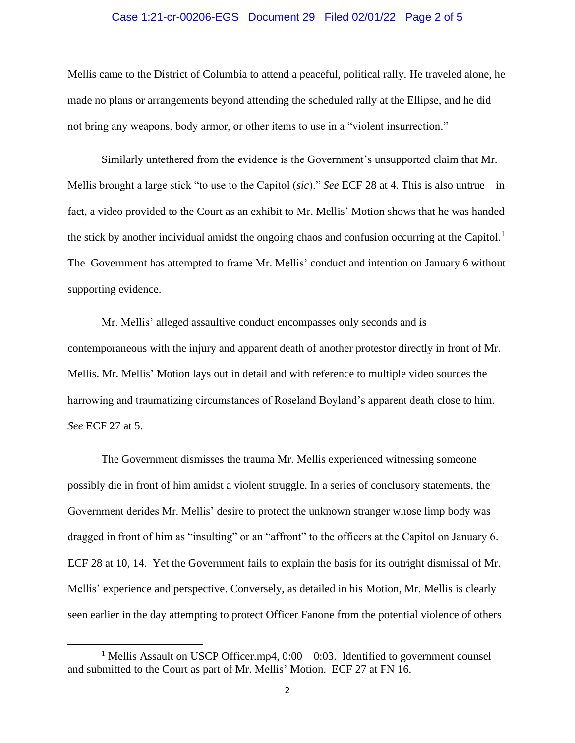Mellis came to the District of Columbia to attend a peaceful, political rally. He traveled alone, he made no plans or arrangements beyond attending the scheduled rally at the Ellipse, and he did not bring any weapons, body armor, or other items to use in a "violent insurrection."

Similarly untethered from the evidence is the Government's unsupported claim that Mr. Mellis brought a large stick "to use to the Capitol (*sic*)." *See* ECF 28 at 4. This is also untrue – in fact, a video provided to the Court as an exhibit to Mr. Mellis' Motion shows that he was handed the stick by another individual amidst the ongoing chaos and confusion occurring at the Capitol.[1] The Government has attempted to frame Mr. Mellis' conduct and intention on January 6 without supporting evidence.

Mr. Mellis' alleged assaultive conduct encompasses only seconds and is contemporaneous with the injury and apparent death of another protestor directly in front of Mr. Mellis. Mr. Mellis' Motion lays out in detail and with reference to multiple video sources the harrowing and traumatizing circumstances of Roseland Boyland's apparent death close to him. *See* ECF 27 at 5.

The Government dismisses the trauma Mr. Mellis experienced witnessing someone possibly die in front of him amidst a violent struggle. In a series of conclusory statements, the Government derides Mr. Mellis' desire to protect the unknown stranger whose limp body was dragged in front of him as "insulting" or an "affront" to the officers at the Capitol on January 6. ECF 28 at 10, 14. Yet the Government fails to explain the basis for its outright dismissal of Mr. Mellis' experience and perspective. Conversely, as detailed in his Motion, Mr. Mellis is clearly seen earlier in the day attempting to protect Officer Fanone from the potential violence of others

---

[1] Mellis Assault on USCP Officer.mp4, 0:00 – 0:03. Identified to government counsel and submitted to the Court as part of Mr. Mellis' Motion. ECF 27 at FN 16.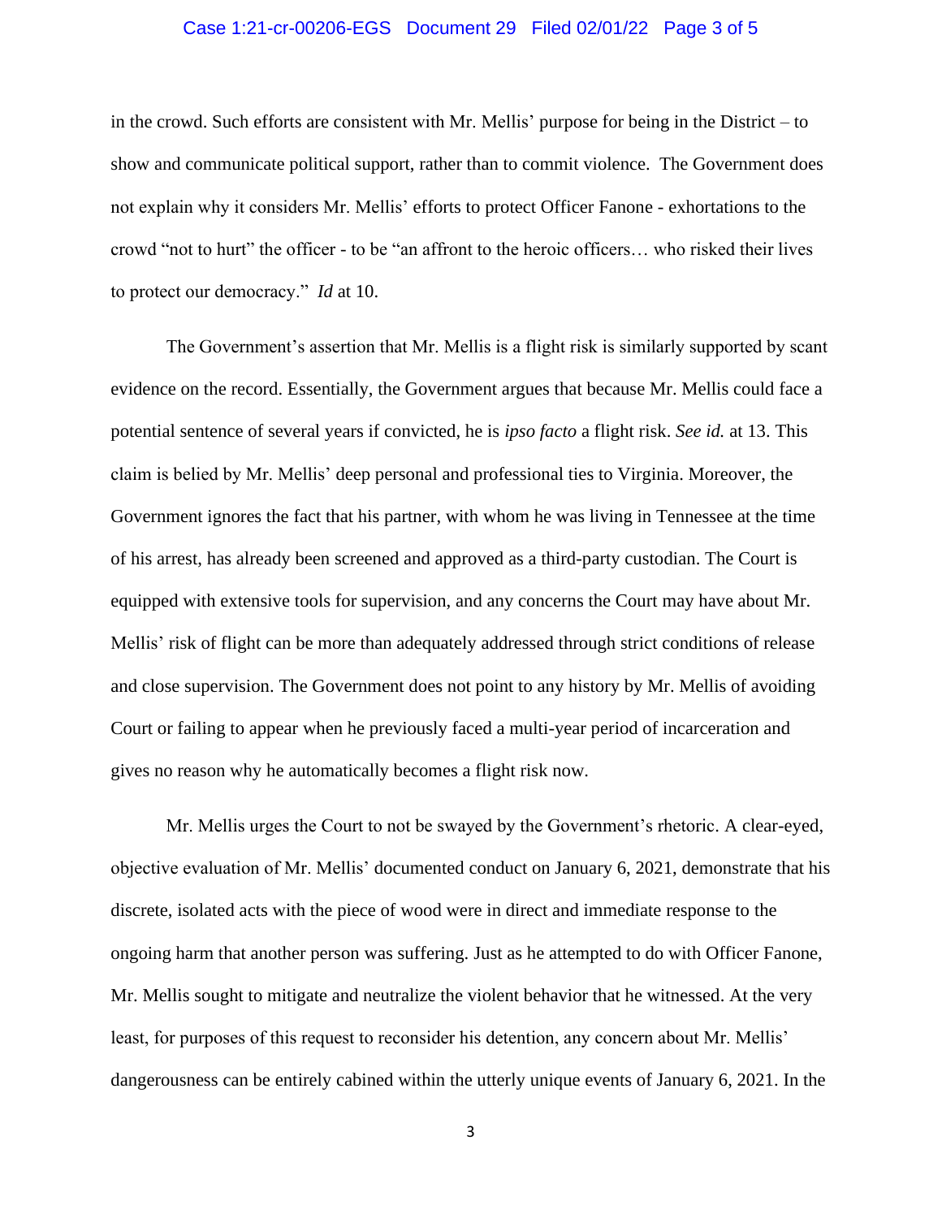in the crowd. Such efforts are consistent with Mr. Mellis' purpose for being in the District – to show and communicate political support, rather than to commit violence. The Government does not explain why it considers Mr. Mellis' efforts to protect Officer Fanone - exhortations to the crowd "not to hurt" the officer - to be "an affront to the heroic officers… who risked their lives to protect our democracy." *Id* at 10.

The Government's assertion that Mr. Mellis is a flight risk is similarly supported by scant evidence on the record. Essentially, the Government argues that because Mr. Mellis could face a potential sentence of several years if convicted, he is *ipso facto* a flight risk. *See id.* at 13. This claim is belied by Mr. Mellis' deep personal and professional ties to Virginia. Moreover, the Government ignores the fact that his partner, with whom he was living in Tennessee at the time of his arrest, has already been screened and approved as a third-party custodian. The Court is equipped with extensive tools for supervision, and any concerns the Court may have about Mr. Mellis' risk of flight can be more than adequately addressed through strict conditions of release and close supervision. The Government does not point to any history by Mr. Mellis of avoiding Court or failing to appear when he previously faced a multi-year period of incarceration and gives no reason why he automatically becomes a flight risk now.

Mr. Mellis urges the Court to not be swayed by the Government's rhetoric. A clear-eyed, objective evaluation of Mr. Mellis' documented conduct on January 6, 2021, demonstrate that his discrete, isolated acts with the piece of wood were in direct and immediate response to the ongoing harm that another person was suffering. Just as he attempted to do with Officer Fanone, Mr. Mellis sought to mitigate and neutralize the violent behavior that he witnessed. At the very least, for purposes of this request to reconsider his detention, any concern about Mr. Mellis' dangerousness can be entirely cabined within the utterly unique events of January 6, 2021. In the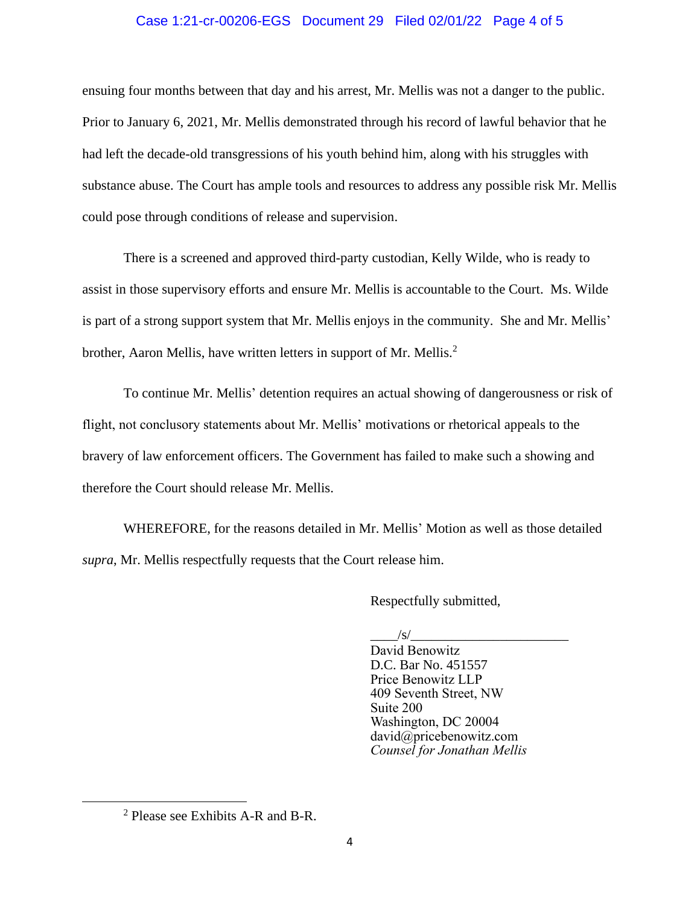ensuing four months between that day and his arrest, Mr. Mellis was not a danger to the public. Prior to January 6, 2021, Mr. Mellis demonstrated through his record of lawful behavior that he had left the decade-old transgressions of his youth behind him, along with his struggles with substance abuse. The Court has ample tools and resources to address any possible risk Mr. Mellis could pose through conditions of release and supervision.

There is a screened and approved third-party custodian, Kelly Wilde, who is ready to assist in those supervisory efforts and ensure Mr. Mellis is accountable to the Court. Ms. Wilde is part of a strong support system that Mr. Mellis enjoys in the community. She and Mr. Mellis' brother, Aaron Mellis, have written letters in support of Mr. Mellis.[2]

To continue Mr. Mellis' detention requires an actual showing of dangerousness or risk of flight, not conclusory statements about Mr. Mellis' motivations or rhetorical appeals to the bravery of law enforcement officers. The Government has failed to make such a showing and therefore the Court should release Mr. Mellis.

WHEREFORE, for the reasons detailed in Mr. Mellis' Motion as well as those detailed *supra*, Mr. Mellis respectfully requests that the Court release him.

Respectfully submitted,

____/s/_______________________
David Benowitz
D.C. Bar No. 451557
Price Benowitz LLP
409 Seventh Street, NW
Suite 200
Washington, DC 20004
david@pricebenowitz.com
*Counsel for Jonathan Mellis*

---

[2] Please see Exhibits A-R and B-R.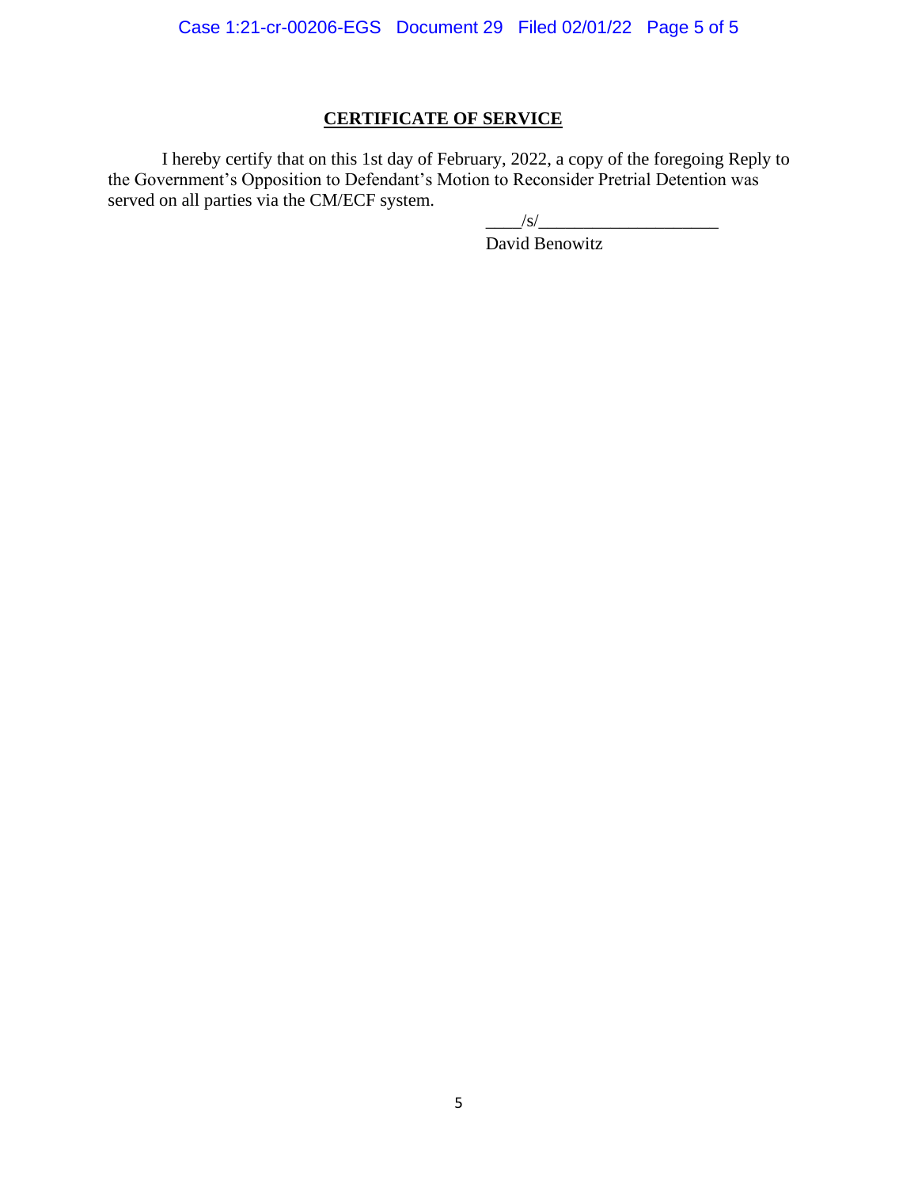**CERTIFICATE OF SERVICE**

I hereby certify that on this 1st day of February, 2022, a copy of the foregoing Reply to the Government's Opposition to Defendant's Motion to Reconsider Pretrial Detention was served on all parties via the CM/ECF system.

____/s/____________________
David Benowitz